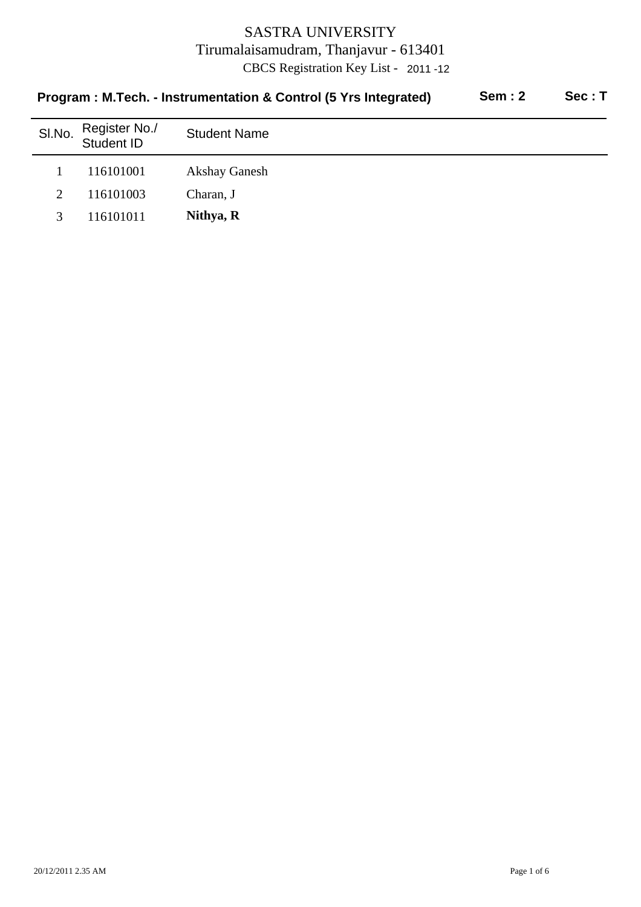# SASTRA UNIVERSITY

Tirumalaisamudram, Thanjavur - 613401

CBCS Registration Key List - 2011 -12

**Program : M.Tech. - Instrumentation & Control (5 Yrs Integrated)** **Sem : 2** **Sec : T**

| Sl.No. | Register No./ Student ID | Student Name |
|---|---|---|
| 1 | 116101001 | Akshay Ganesh |
| 2 | 116101003 | Charan, J |
| 3 | 116101011 | **Nithya, R** |

20/12/2011 2.35 AM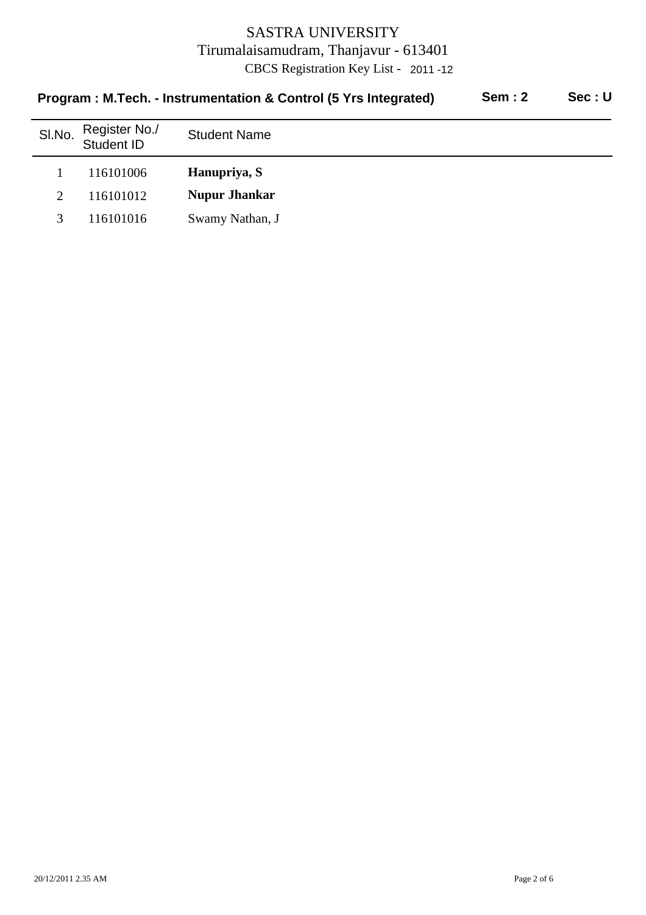# SASTRA UNIVERSITY

Tirumalaisamudram, Thanjavur - 613401

CBCS Registration Key List - 2011 -12

**Program : M.Tech. - Instrumentation & Control (5 Yrs Integrated)** **Sem : 2** **Sec : U**

| Sl.No. | Register No./ Student ID | Student Name |
|---|---|---|
| 1 | 116101006 | **Hanupriya, S** |
| 2 | 116101012 | **Nupur Jhankar** |
| 3 | 116101016 | Swamy Nathan, J |

20/12/2011 2.35 AM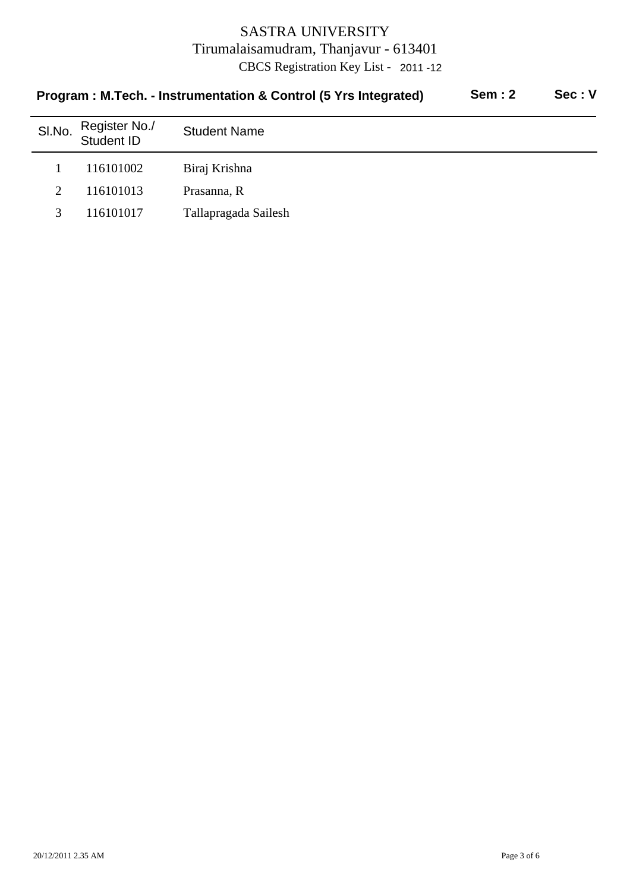# SASTRA UNIVERSITY

Tirumalaisamudram, Thanjavur - 613401

CBCS Registration Key List - 2011 -12

**Program : M.Tech. - Instrumentation & Control (5 Yrs Integrated)** **Sem : 2** **Sec : V**

| Sl.No. | Register No./ Student ID | Student Name |
|---|---|---|
| 1 | 116101002 | Biraj Krishna |
| 2 | 116101013 | Prasanna, R |
| 3 | 116101017 | Tallapragada Sailesh |

20/12/2011 2.35 AM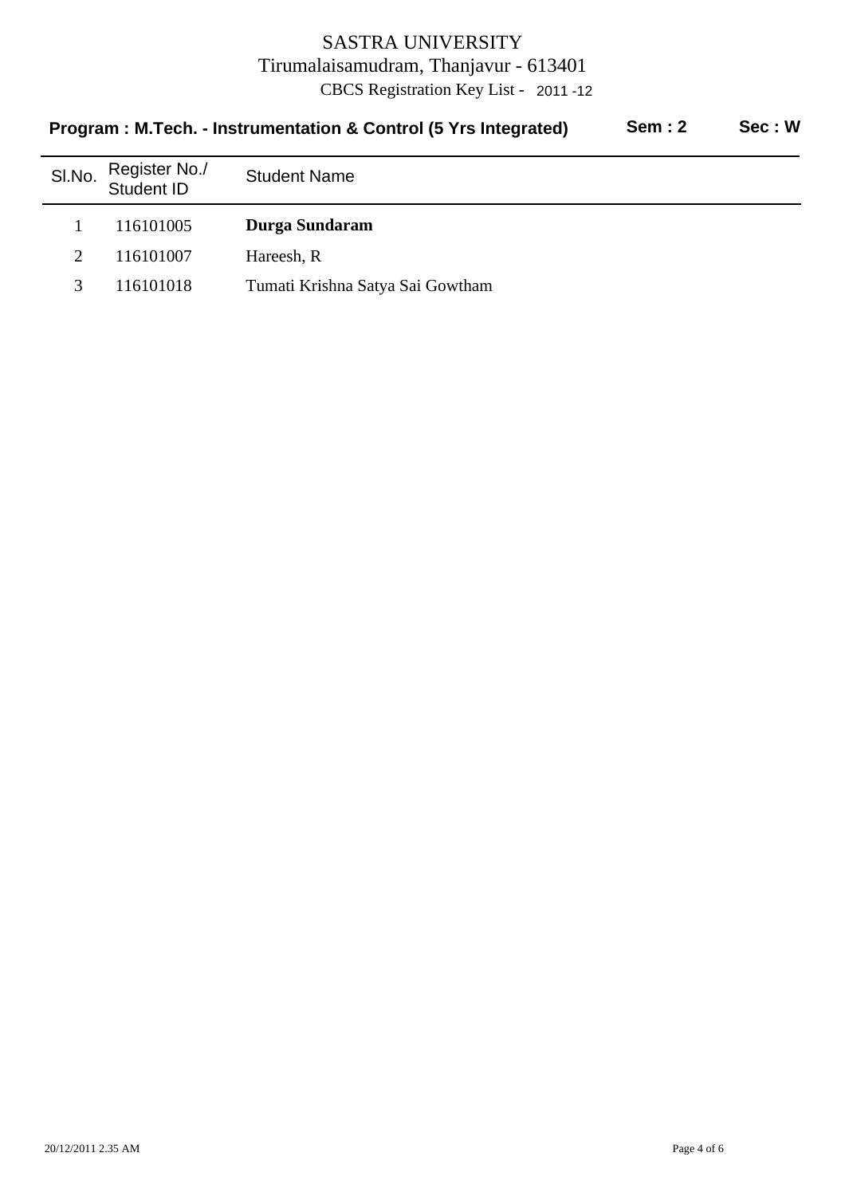# SASTRA UNIVERSITY

Tirumalaisamudram, Thanjavur - 613401

CBCS Registration Key List - 2011 -12

**Program : M.Tech. - Instrumentation & Control (5 Yrs Integrated)** **Sem : 2** **Sec : W**

| Sl.No. | Register No./ Student ID | Student Name |
|---|---|---|
| 1 | 116101005 | **Durga Sundaram** |
| 2 | 116101007 | Hareesh, R |
| 3 | 116101018 | Tumati Krishna Satya Sai Gowtham |

20/12/2011 2.35 AM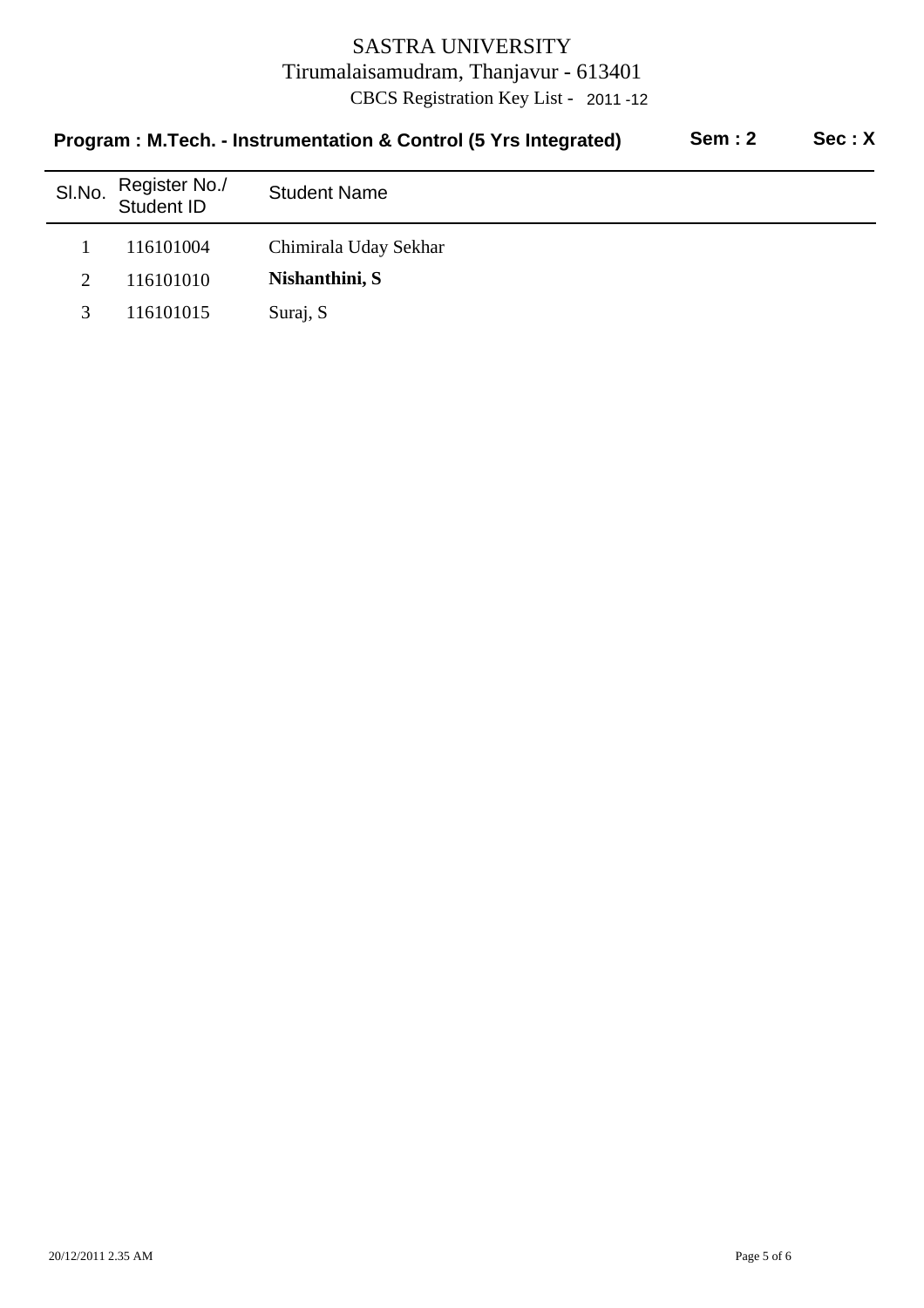# SASTRA UNIVERSITY

Tirumalaisamudram, Thanjavur - 613401

CBCS Registration Key List - 2011 -12

**Program : M.Tech. - Instrumentation & Control (5 Yrs Integrated)** **Sem : 2** **Sec : X**

| Sl.No. | Register No./ Student ID | Student Name |
|---|---|---|
| 1 | 116101004 | Chimirala Uday Sekhar |
| 2 | 116101010 | **Nishanthini, S** |
| 3 | 116101015 | Suraj, S |

20/12/2011 2.35 AM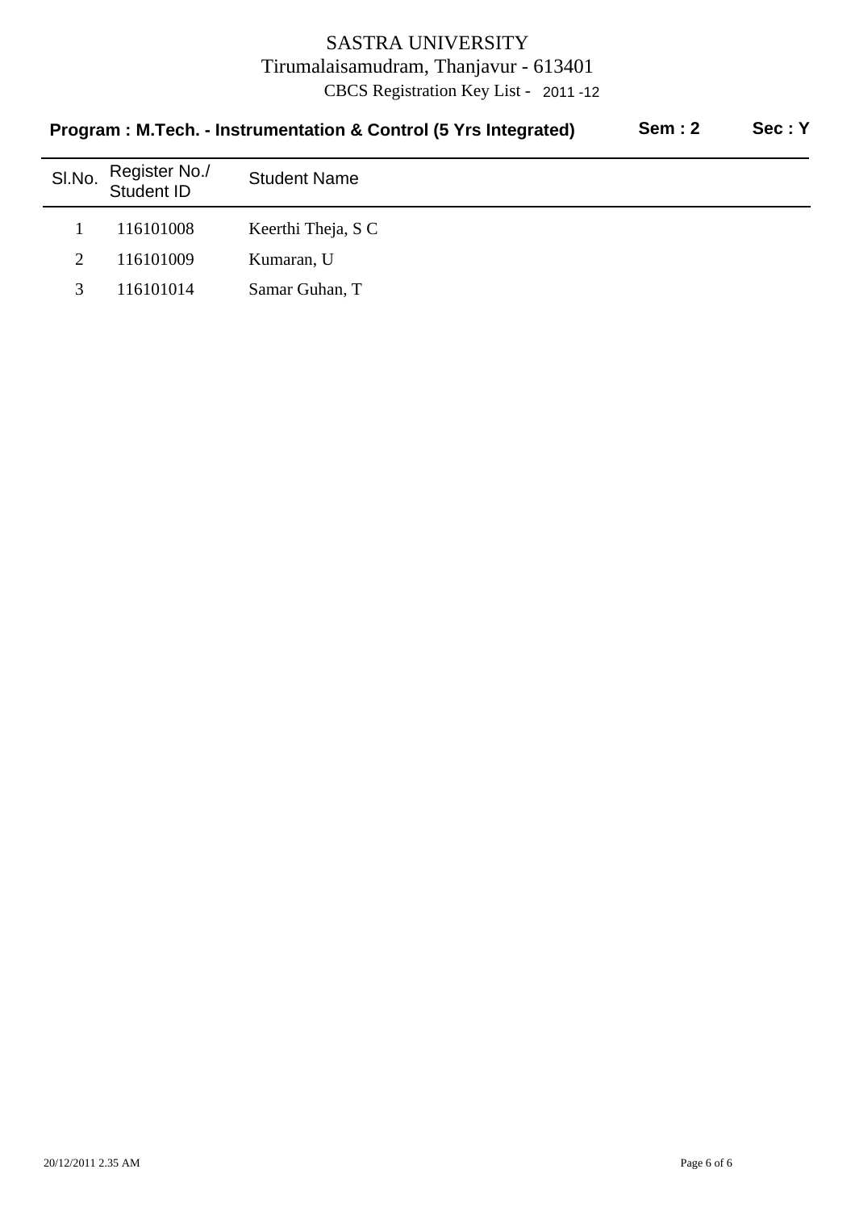# SASTRA UNIVERSITY

Tirumalaisamudram, Thanjavur - 613401

CBCS Registration Key List - 2011 -12

**Program : M.Tech. - Instrumentation & Control (5 Yrs Integrated) Sem : 2 Sec : Y**

| Sl.No. | Register No./ Student ID | Student Name |
|---|---|---|
| 1 | 116101008 | Keerthi Theja, S C |
| 2 | 116101009 | Kumaran, U |
| 3 | 116101014 | Samar Guhan, T |

20/12/2011 2.35 AM